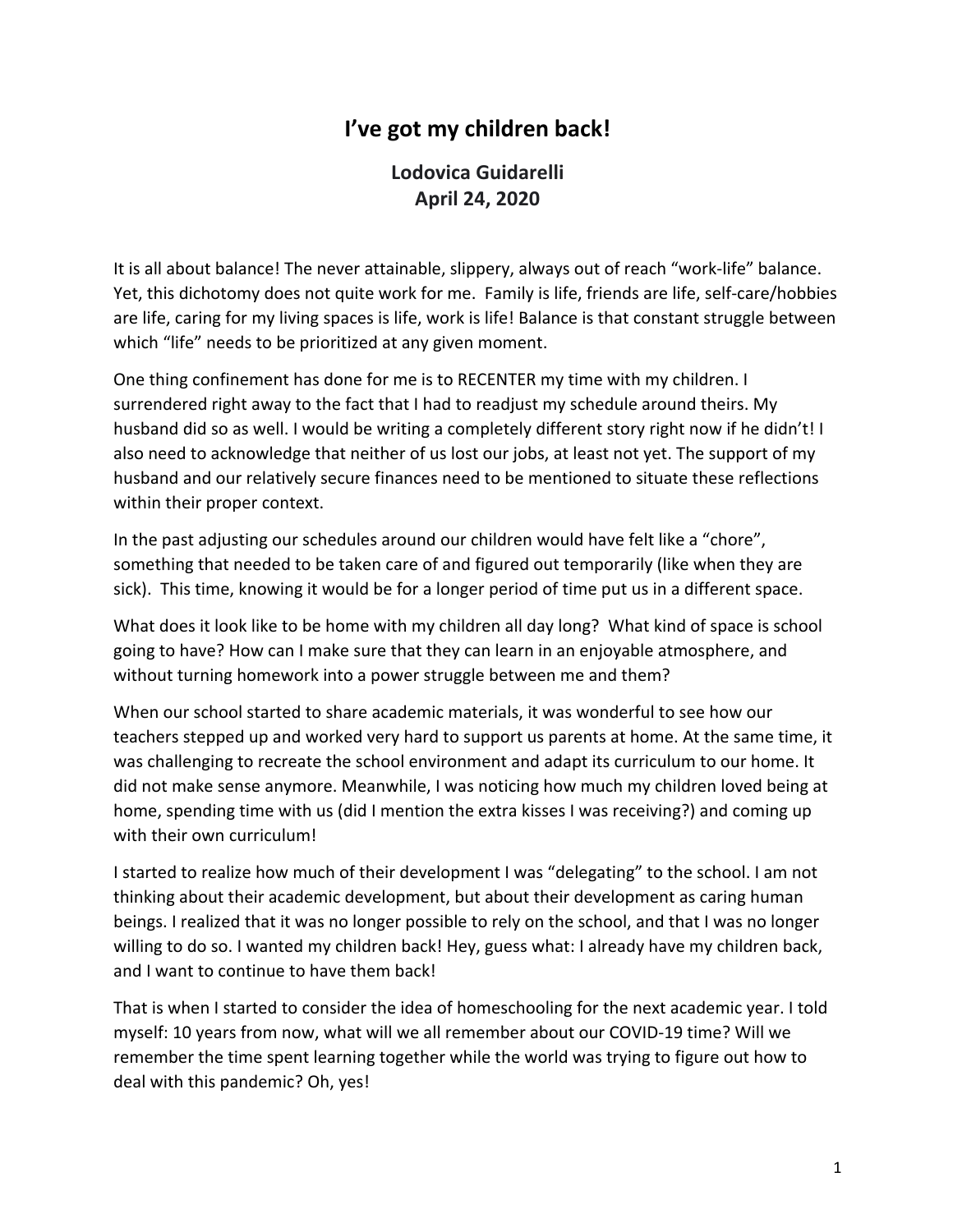# I've got my children back!

**Lodovica Guidarelli**
**April 24, 2020**

It is all about balance! The never attainable, slippery, always out of reach "work-life" balance. Yet, this dichotomy does not quite work for me. Family is life, friends are life, self-care/hobbies are life, caring for my living spaces is life, work is life! Balance is that constant struggle between which "life" needs to be prioritized at any given moment.

One thing confinement has done for me is to RECENTER my time with my children. I surrendered right away to the fact that I had to readjust my schedule around theirs. My husband did so as well. I would be writing a completely different story right now if he didn't! I also need to acknowledge that neither of us lost our jobs, at least not yet. The support of my husband and our relatively secure finances need to be mentioned to situate these reflections within their proper context.

In the past adjusting our schedules around our children would have felt like a "chore", something that needed to be taken care of and figured out temporarily (like when they are sick). This time, knowing it would be for a longer period of time put us in a different space.

What does it look like to be home with my children all day long? What kind of space is school going to have? How can I make sure that they can learn in an enjoyable atmosphere, and without turning homework into a power struggle between me and them?

When our school started to share academic materials, it was wonderful to see how our teachers stepped up and worked very hard to support us parents at home. At the same time, it was challenging to recreate the school environment and adapt its curriculum to our home. It did not make sense anymore. Meanwhile, I was noticing how much my children loved being at home, spending time with us (did I mention the extra kisses I was receiving?) and coming up with their own curriculum!

I started to realize how much of their development I was "delegating" to the school. I am not thinking about their academic development, but about their development as caring human beings. I realized that it was no longer possible to rely on the school, and that I was no longer willing to do so. I wanted my children back! Hey, guess what: I already have my children back, and I want to continue to have them back!

That is when I started to consider the idea of homeschooling for the next academic year. I told myself: 10 years from now, what will we all remember about our COVID-19 time? Will we remember the time spent learning together while the world was trying to figure out how to deal with this pandemic? Oh, yes!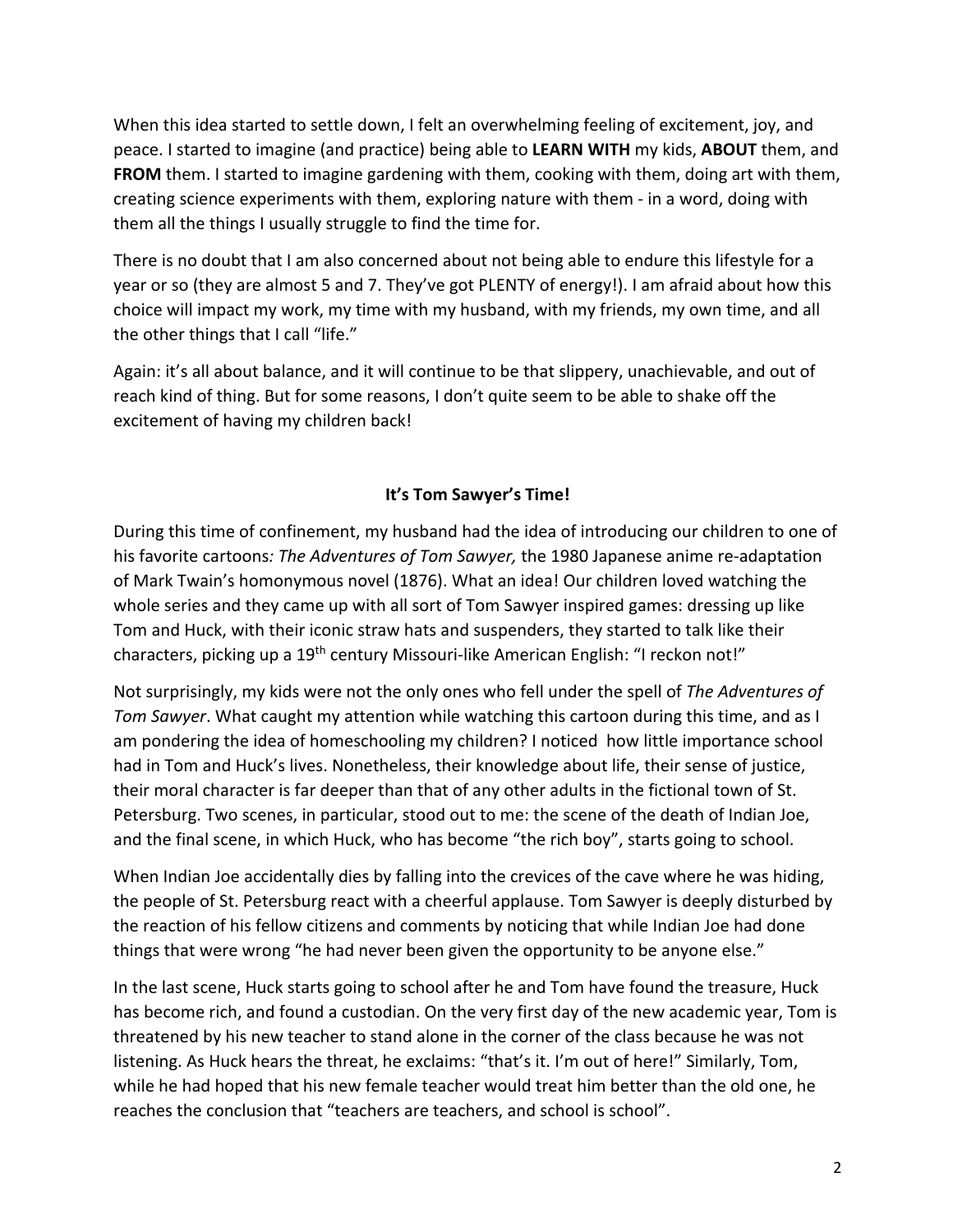When this idea started to settle down, I felt an overwhelming feeling of excitement, joy, and peace. I started to imagine (and practice) being able to **LEARN WITH** my kids, **ABOUT** them, and **FROM** them. I started to imagine gardening with them, cooking with them, doing art with them, creating science experiments with them, exploring nature with them - in a word, doing with them all the things I usually struggle to find the time for.

There is no doubt that I am also concerned about not being able to endure this lifestyle for a year or so (they are almost 5 and 7. They've got PLENTY of energy!). I am afraid about how this choice will impact my work, my time with my husband, with my friends, my own time, and all the other things that I call "life."

Again: it's all about balance, and it will continue to be that slippery, unachievable, and out of reach kind of thing. But for some reasons, I don't quite seem to be able to shake off the excitement of having my children back!

## It's Tom Sawyer's Time!

During this time of confinement, my husband had the idea of introducing our children to one of his favorite cartoons*: The Adventures of Tom Sawyer,* the 1980 Japanese anime re-adaptation of Mark Twain's homonymous novel (1876). What an idea! Our children loved watching the whole series and they came up with all sort of Tom Sawyer inspired games: dressing up like Tom and Huck, with their iconic straw hats and suspenders, they started to talk like their characters, picking up a 19th century Missouri-like American English: "I reckon not!"

Not surprisingly, my kids were not the only ones who fell under the spell of *The Adventures of Tom Sawyer*. What caught my attention while watching this cartoon during this time, and as I am pondering the idea of homeschooling my children? I noticed how little importance school had in Tom and Huck's lives. Nonetheless, their knowledge about life, their sense of justice, their moral character is far deeper than that of any other adults in the fictional town of St. Petersburg. Two scenes, in particular, stood out to me: the scene of the death of Indian Joe, and the final scene, in which Huck, who has become "the rich boy", starts going to school.

When Indian Joe accidentally dies by falling into the crevices of the cave where he was hiding, the people of St. Petersburg react with a cheerful applause. Tom Sawyer is deeply disturbed by the reaction of his fellow citizens and comments by noticing that while Indian Joe had done things that were wrong "he had never been given the opportunity to be anyone else."

In the last scene, Huck starts going to school after he and Tom have found the treasure, Huck has become rich, and found a custodian. On the very first day of the new academic year, Tom is threatened by his new teacher to stand alone in the corner of the class because he was not listening. As Huck hears the threat, he exclaims: "that's it. I'm out of here!" Similarly, Tom, while he had hoped that his new female teacher would treat him better than the old one, he reaches the conclusion that "teachers are teachers, and school is school".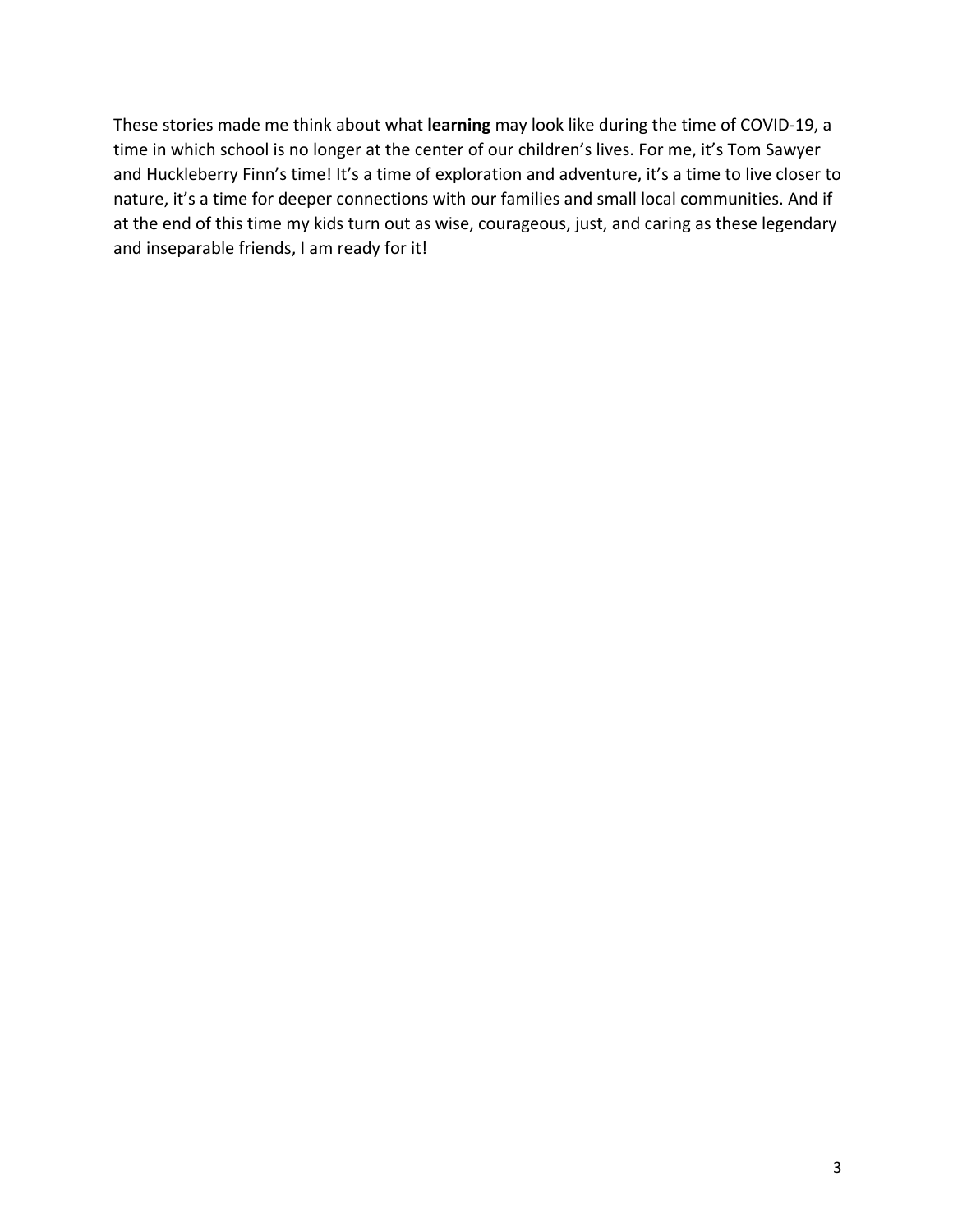These stories made me think about what **learning** may look like during the time of COVID-19, a time in which school is no longer at the center of our children's lives. For me, it's Tom Sawyer and Huckleberry Finn's time! It's a time of exploration and adventure, it's a time to live closer to nature, it's a time for deeper connections with our families and small local communities. And if at the end of this time my kids turn out as wise, courageous, just, and caring as these legendary and inseparable friends, I am ready for it!